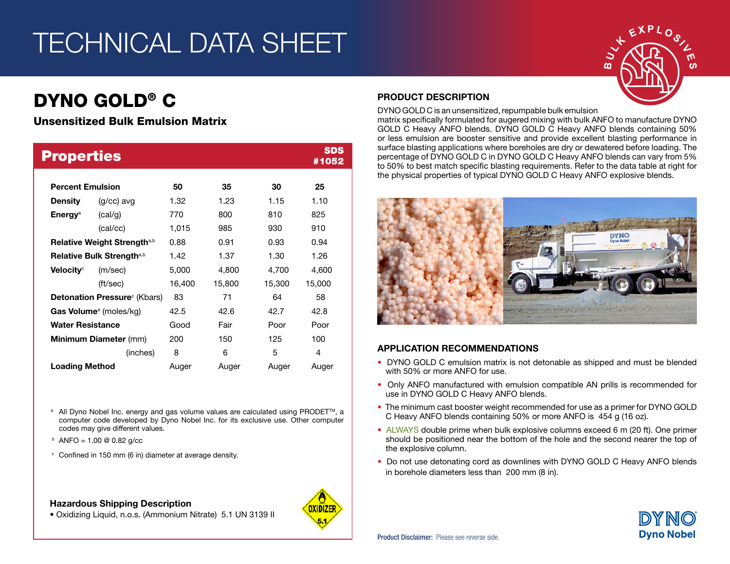# TECHNICAL DATA SHEET

## DYNO GOLD® C

### Unsensitized Bulk Emulsion Matrix

## Properties

SDS #1052

| Percent Emulsion | | 50 | 35 | 30 | 25 |
|---|---|---|---|---|---|
| **Density** | (g/cc) avg | 1.32 | 1.23 | 1.15 | 1.10 |
| **Energy**[a] | (cal/g) | 770 | 800 | 810 | 825 |
| | (cal/cc) | 1,015 | 985 | 930 | 910 |
| **Relative Weight Strength**[a,b] | | 0.88 | 0.91 | 0.93 | 0.94 |
| **Relative Bulk Strength**[a,b] | | 1.42 | 1.37 | 1.30 | 1.26 |
| **Velocity**[c] | (m/sec) | 5,000 | 4,800 | 4,700 | 4,600 |
| | (ft/sec) | 16,400 | 15,800 | 15,300 | 15,000 |
| **Detonation Pressure**[c] (Kbars) | | 83 | 71 | 64 | 58 |
| **Gas Volume**[a] (moles/kg) | | 42.5 | 42.6 | 42.7 | 42.8 |
| **Water Resistance** | | Good | Fair | Poor | Poor |
| **Minimum Diameter** (mm) | | 200 | 150 | 125 | 100 |
| | (inches) | 8 | 6 | 5 | 4 |
| **Loading Method** | | Auger | Auger | Auger | Auger |

[a] All Dyno Nobel Inc. energy and gas volume values are calculated using PRODET™, a computer code developed by Dyno Nobel Inc. for its exclusive use. Other computer codes may give different values.

[b] ANFO = 1.00 @ 0.82 g/cc

[c] Confined in 150 mm (6 in) diameter at average density.

**Hazardous Shipping Description**

- Oxidizing Liquid, n.o.s. (Ammonium Nitrate) 5.1 UN 3139 II

## PRODUCT DESCRIPTION

DYNO GOLD C is an unsensitized, repumpable bulk emulsion matrix specifically formulated for augered mixing with bulk ANFO to manufacture DYNO GOLD C Heavy ANFO blends. DYNO GOLD C Heavy ANFO blends containing 50% or less emulsion are booster sensitive and provide excellent blasting performance in surface blasting applications where boreholes are dry or dewatered before loading. The percentage of DYNO GOLD C in DYNO GOLD C Heavy ANFO blends can vary from 5% to 50% to best match specific blasting requirements. Refer to the data table at right for the physical properties of typical DYNO GOLD C Heavy ANFO explosive blends.

## APPLICATION RECOMMENDATIONS

- DYNO GOLD C emulsion matrix is not detonable as shipped and must be blended with 50% or more ANFO for use.
- Only ANFO manufactured with emulsion compatible AN prills is recommended for use in DYNO GOLD C Heavy ANFO blends.
- The minimum cast booster weight recommended for use as a primer for DYNO GOLD C Heavy ANFO blends containing 50% or more ANFO is 454 g (16 oz).
- ALWAYS double prime when bulk explosive columns exceed 6 m (20 ft). One primer should be positioned near the bottom of the hole and the second nearer the top of the explosive column.
- Do not use detonating cord as downlines with DYNO GOLD C Heavy ANFO blends in borehole diameters less than 200 mm (8 in).

**Product Disclaimer:** Please see reverse side.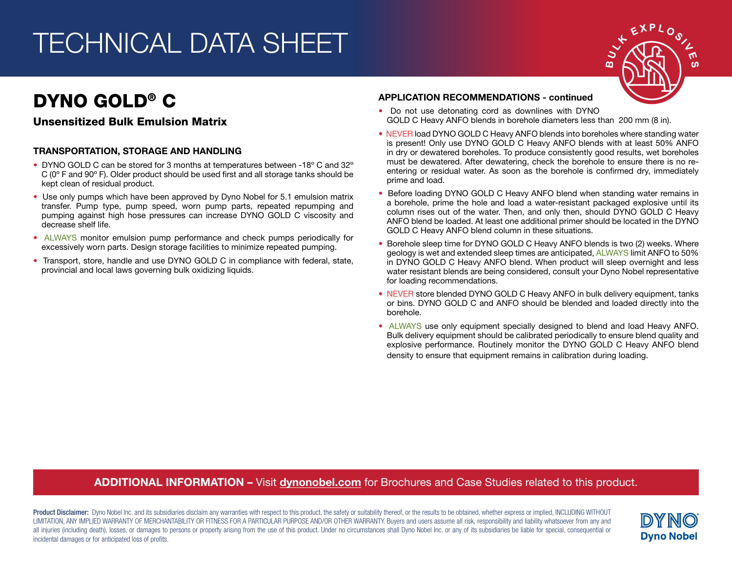# TECHNICAL DATA SHEET

## DYNO GOLD® C

### Unsensitized Bulk Emulsion Matrix

### TRANSPORTATION, STORAGE AND HANDLING

- DYNO GOLD C can be stored for 3 months at temperatures between -18° C and 32° C (0° F and 90° F). Older product should be used first and all storage tanks should be kept clean of residual product.
- Use only pumps which have been approved by Dyno Nobel for 5.1 emulsion matrix transfer. Pump type, pump speed, worn pump parts, repeated repumping and pumping against high hose pressures can increase DYNO GOLD C viscosity and decrease shelf life.
- ALWAYS monitor emulsion pump performance and check pumps periodically for excessively worn parts. Design storage facilities to minimize repeated pumping.
- Transport, store, handle and use DYNO GOLD C in compliance with federal, state, provincial and local laws governing bulk oxidizing liquids.

### APPLICATION RECOMMENDATIONS - continued

- Do not use detonating cord as downlines with DYNO GOLD C Heavy ANFO blends in borehole diameters less than 200 mm (8 in).
- NEVER load DYNO GOLD C Heavy ANFO blends into boreholes where standing water is present! Only use DYNO GOLD C Heavy ANFO blends with at least 50% ANFO in dry or dewatered boreholes. To produce consistently good results, wet boreholes must be dewatered. After dewatering, check the borehole to ensure there is no re-entering or residual water. As soon as the borehole is confirmed dry, immediately prime and load.
- Before loading DYNO GOLD C Heavy ANFO blend when standing water remains in a borehole, prime the hole and load a water-resistant packaged explosive until its column rises out of the water. Then, and only then, should DYNO GOLD C Heavy ANFO blend be loaded. At least one additional primer should be located in the DYNO GOLD C Heavy ANFO blend column in these situations.
- Borehole sleep time for DYNO GOLD C Heavy ANFO blends is two (2) weeks. Where geology is wet and extended sleep times are anticipated, ALWAYS limit ANFO to 50% in DYNO GOLD C Heavy ANFO blend. When product will sleep overnight and less water resistant blends are being considered, consult your Dyno Nobel representative for loading recommendations.
- NEVER store blended DYNO GOLD C Heavy ANFO in bulk delivery equipment, tanks or bins. DYNO GOLD C and ANFO should be blended and loaded directly into the borehole.
- ALWAYS use only equipment specially designed to blend and load Heavy ANFO. Bulk delivery equipment should be calibrated periodically to ensure blend quality and explosive performance. Routinely monitor the DYNO GOLD C Heavy ANFO blend density to ensure that equipment remains in calibration during loading.

**ADDITIONAL INFORMATION –** Visit **dynonobel.com** for Brochures and Case Studies related to this product.

**Product Disclaimer:** Dyno Nobel Inc. and its subsidiaries disclaim any warranties with respect to this product, the safety or suitability thereof, or the results to be obtained, whether express or implied, INCLUDING WITHOUT LIMITATION, ANY IMPLIED WARRANTY OF MERCHANTABILITY OR FITNESS FOR A PARTICULAR PURPOSE AND/OR OTHER WARRANTY. Buyers and users assume all risk, responsibility and liability whatsoever from any and all injuries (including death), losses, or damages to persons or property arising from the use of this product. Under no circumstances shall Dyno Nobel Inc. or any of its subsidiaries be liable for special, consequential or incidental damages or for anticipated loss of profits.